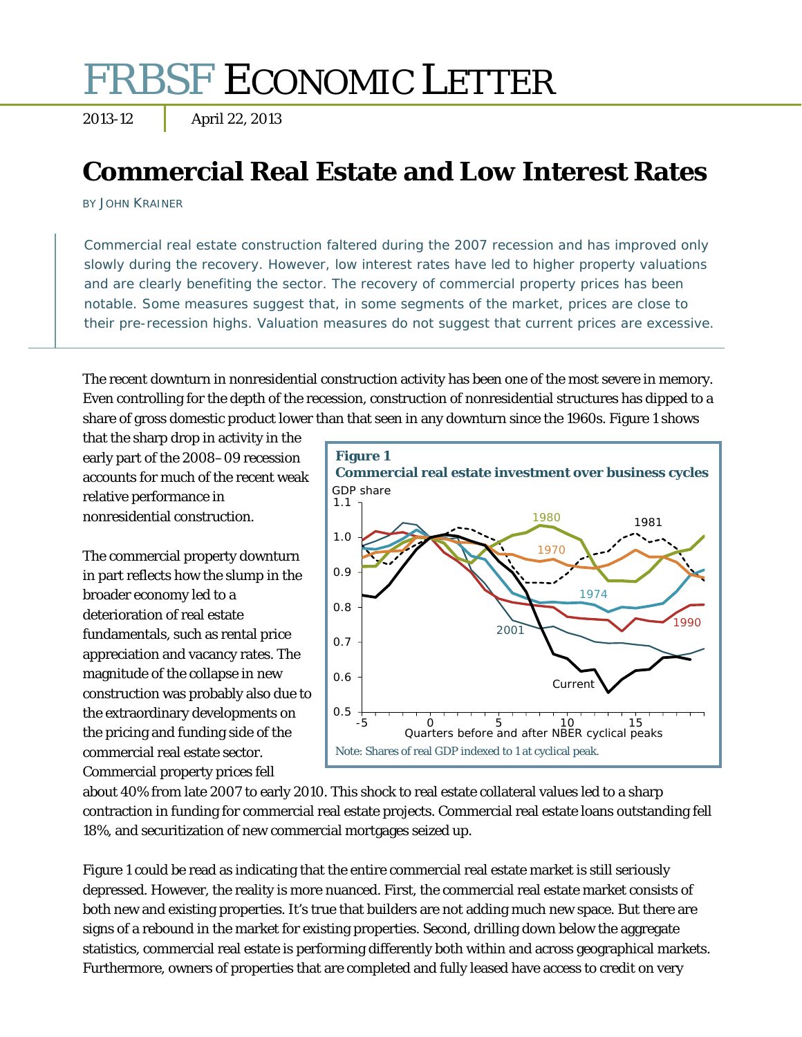# FRBSF ECONOMIC LETTER

2013-12 | April 22, 2013

## Commercial Real Estate and Low Interest Rates

BY JOHN KRAINER

> Commercial real estate construction faltered during the 2007 recession and has improved only slowly during the recovery. However, low interest rates have led to higher property valuations and are clearly benefiting the sector. The recovery of commercial property prices has been notable. Some measures suggest that, in some segments of the market, prices are close to their pre-recession highs. Valuation measures do not suggest that current prices are excessive.

The recent downturn in nonresidential construction activity has been one of the most severe in memory. Even controlling for the depth of the recession, construction of nonresidential structures has dipped to a share of gross domestic product lower than that seen in any downturn since the 1960s. Figure 1 shows that the sharp drop in activity in the early part of the 2008–09 recession accounts for much of the recent weak relative performance in nonresidential construction.

**Figure 1**
**Commercial real estate investment over business cycles**

Note: Shares of real GDP indexed to 1 at cyclical peak.

The commercial property downturn in part reflects how the slump in the broader economy led to a deterioration of real estate fundamentals, such as rental price appreciation and vacancy rates. The magnitude of the collapse in new construction was probably also due to the extraordinary developments on the pricing and funding side of the commercial real estate sector. Commercial property prices fell about 40% from late 2007 to early 2010. This shock to real estate collateral values led to a sharp contraction in funding for commercial real estate projects. Commercial real estate loans outstanding fell 18%, and securitization of new commercial mortgages seized up.

Figure 1 could be read as indicating that the entire commercial real estate market is still seriously depressed. However, the reality is more nuanced. First, the commercial real estate market consists of both new and existing properties. It's true that builders are not adding much new space. But there are signs of a rebound in the market for existing properties. Second, drilling down below the aggregate statistics, commercial real estate is performing differently both within and across geographical markets. Furthermore, owners of properties that are completed and fully leased have access to credit on very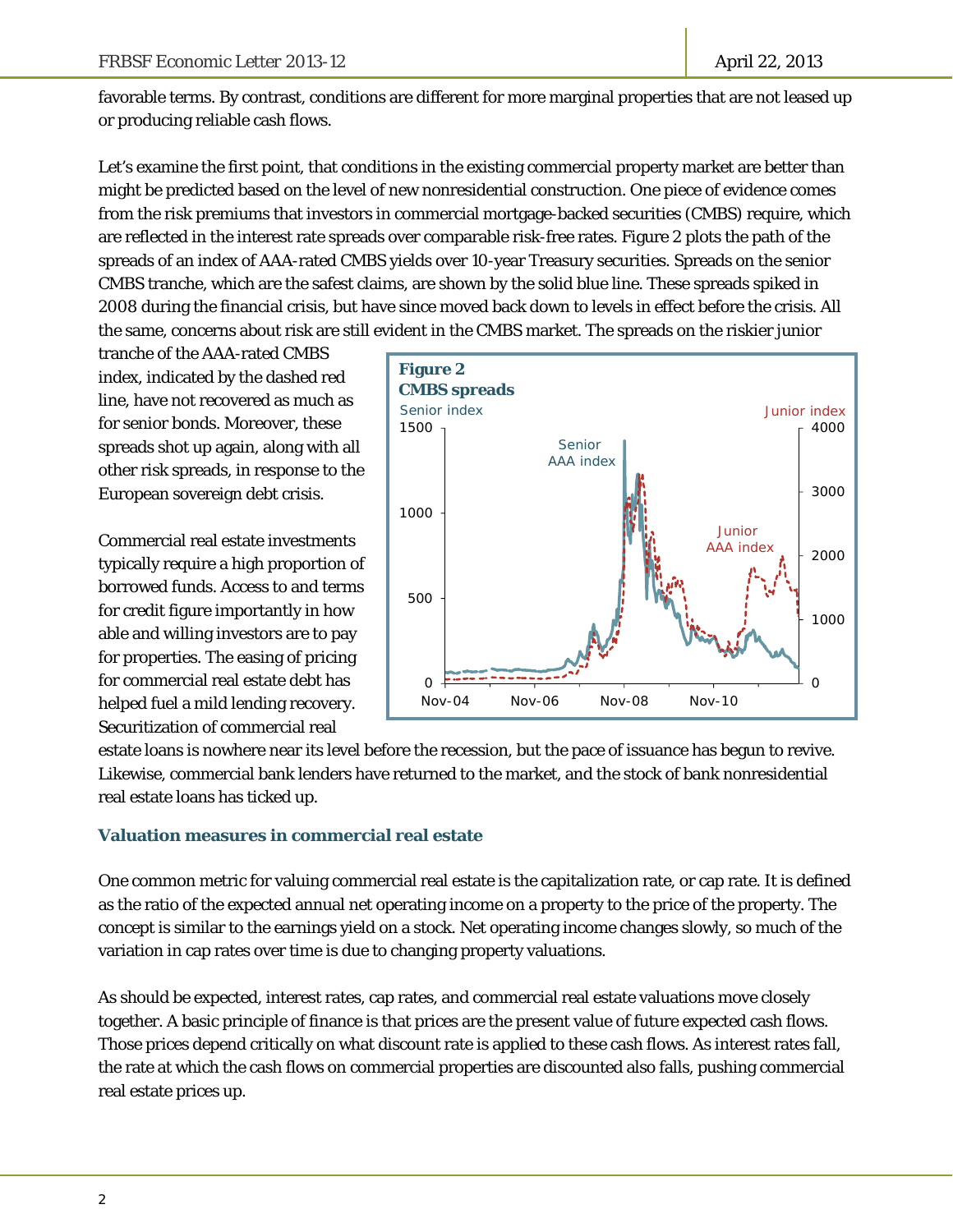favorable terms. By contrast, conditions are different for more marginal properties that are not leased up or producing reliable cash flows.

Let's examine the first point, that conditions in the existing commercial property market are better than might be predicted based on the level of new nonresidential construction. One piece of evidence comes from the risk premiums that investors in commercial mortgage-backed securities (CMBS) require, which are reflected in the interest rate spreads over comparable risk-free rates. Figure 2 plots the path of the spreads of an index of AAA-rated CMBS yields over 10-year Treasury securities. Spreads on the senior CMBS tranche, which are the safest claims, are shown by the solid blue line. These spreads spiked in 2008 during the financial crisis, but have since moved back down to levels in effect before the crisis. All the same, concerns about risk are still evident in the CMBS market. The spreads on the riskier junior tranche of the AAA-rated CMBS index, indicated by the dashed red line, have not recovered as much as for senior bonds. Moreover, these spreads shot up again, along with all other risk spreads, in response to the European sovereign debt crisis.

**Figure 2**
**CMBS spreads**

Commercial real estate investments typically require a high proportion of borrowed funds. Access to and terms for credit figure importantly in how able and willing investors are to pay for properties. The easing of pricing for commercial real estate debt has helped fuel a mild lending recovery. Securitization of commercial real estate loans is nowhere near its level before the recession, but the pace of issuance has begun to revive. Likewise, commercial bank lenders have returned to the market, and the stock of bank nonresidential real estate loans has ticked up.

### Valuation measures in commercial real estate

One common metric for valuing commercial real estate is the capitalization rate, or cap rate. It is defined as the ratio of the expected annual net operating income on a property to the price of the property. The concept is similar to the earnings yield on a stock. Net operating income changes slowly, so much of the variation in cap rates over time is due to changing property valuations.

As should be expected, interest rates, cap rates, and commercial real estate valuations move closely together. A basic principle of finance is that prices are the present value of future expected cash flows. Those prices depend critically on what discount rate is applied to these cash flows. As interest rates fall, the rate at which the cash flows on commercial properties are discounted also falls, pushing commercial real estate prices up.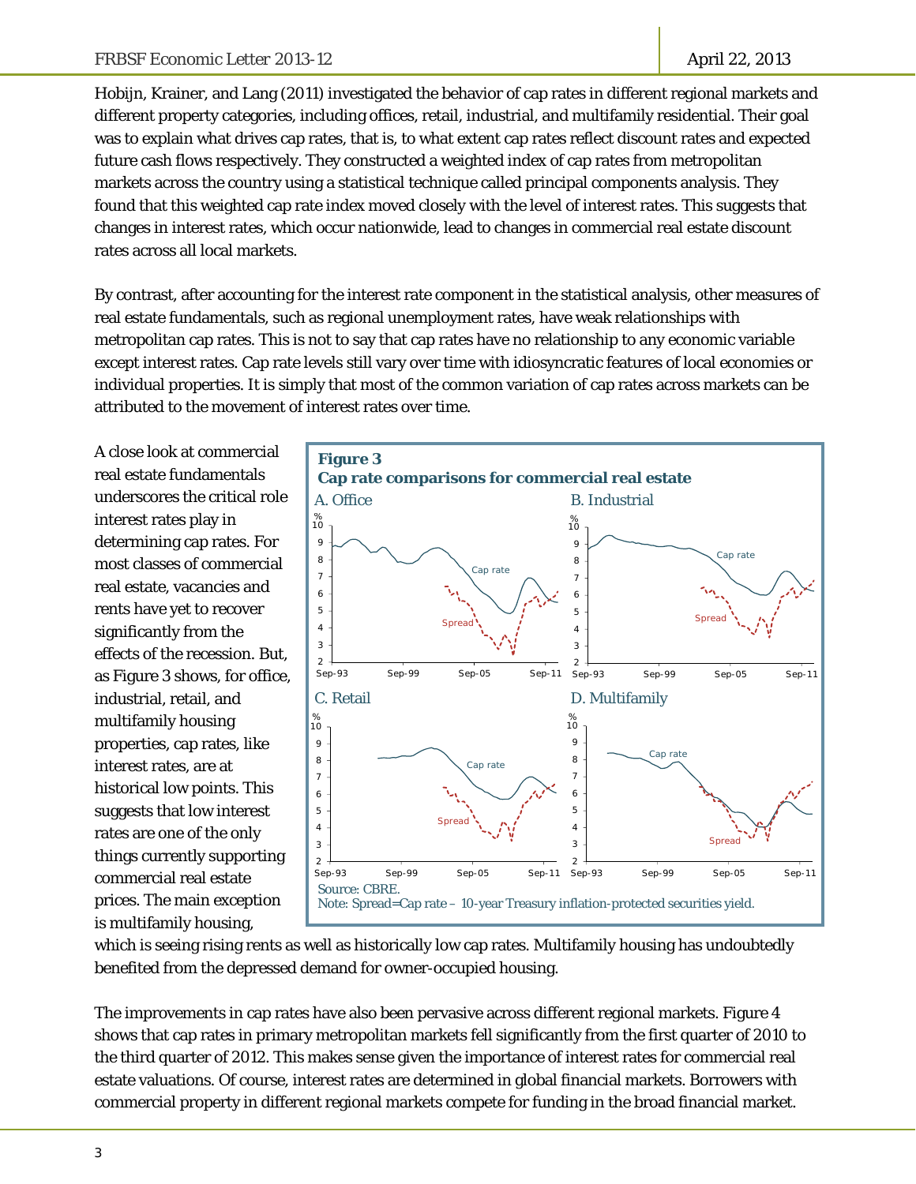Hobijn, Krainer, and Lang (2011) investigated the behavior of cap rates in different regional markets and different property categories, including offices, retail, industrial, and multifamily residential. Their goal was to explain what drives cap rates, that is, to what extent cap rates reflect discount rates and expected future cash flows respectively. They constructed a weighted index of cap rates from metropolitan markets across the country using a statistical technique called principal components analysis. They found that this weighted cap rate index moved closely with the level of interest rates. This suggests that changes in interest rates, which occur nationwide, lead to changes in commercial real estate discount rates across all local markets.

By contrast, after accounting for the interest rate component in the statistical analysis, other measures of real estate fundamentals, such as regional unemployment rates, have weak relationships with metropolitan cap rates. This is not to say that cap rates have no relationship to any economic variable except interest rates. Cap rate levels still vary over time with idiosyncratic features of local economies or individual properties. It is simply that most of the common variation of cap rates across markets can be attributed to the movement of interest rates over time.

A close look at commercial real estate fundamentals underscores the critical role interest rates play in determining cap rates. For most classes of commercial real estate, vacancies and rents have yet to recover significantly from the effects of the recession. But, as Figure 3 shows, for office, industrial, retail, and multifamily housing properties, cap rates, like interest rates, are at historical low points. This suggests that low interest rates are one of the only things currently supporting commercial real estate prices. The main exception is multifamily housing, which is seeing rising rents as well as historically low cap rates. Multifamily housing has undoubtedly benefited from the depressed demand for owner-occupied housing.

**Figure 3**
**Cap rate comparisons for commercial real estate**

A. Office | B. Industrial | C. Retail | D. Multifamily

Source: CBRE.
Note: Spread=Cap rate – 10-year Treasury inflation-protected securities yield.

The improvements in cap rates have also been pervasive across different regional markets. Figure 4 shows that cap rates in primary metropolitan markets fell significantly from the first quarter of 2010 to the third quarter of 2012. This makes sense given the importance of interest rates for commercial real estate valuations. Of course, interest rates are determined in global financial markets. Borrowers with commercial property in different regional markets compete for funding in the broad financial market.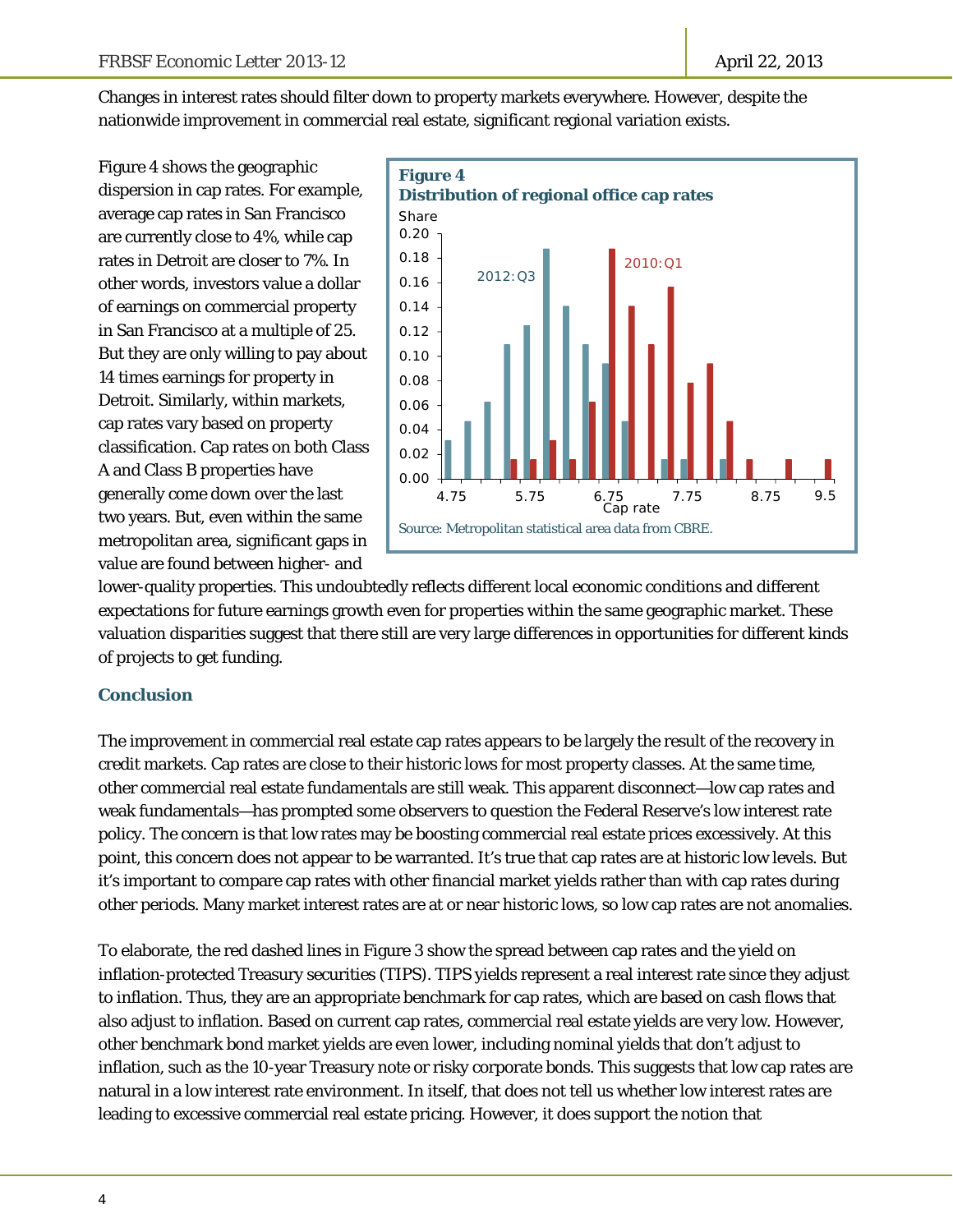Changes in interest rates should filter down to property markets everywhere. However, despite the nationwide improvement in commercial real estate, significant regional variation exists.

Figure 4 shows the geographic dispersion in cap rates. For example, average cap rates in San Francisco are currently close to 4%, while cap rates in Detroit are closer to 7%. In other words, investors value a dollar of earnings on commercial property in San Francisco at a multiple of 25. But they are only willing to pay about 14 times earnings for property in Detroit. Similarly, within markets, cap rates vary based on property classification. Cap rates on both Class A and Class B properties have generally come down over the last two years. But, even within the same metropolitan area, significant gaps in value are found between higher- and lower-quality properties. This undoubtedly reflects different local economic conditions and different expectations for future earnings growth even for properties within the same geographic market. These valuation disparities suggest that there still are very large differences in opportunities for different kinds of projects to get funding.

**Figure 4**
**Distribution of regional office cap rates**

Source: Metropolitan statistical area data from CBRE.

## Conclusion

The improvement in commercial real estate cap rates appears to be largely the result of the recovery in credit markets. Cap rates are close to their historic lows for most property classes. At the same time, other commercial real estate fundamentals are still weak. This apparent disconnect—low cap rates and weak fundamentals—has prompted some observers to question the Federal Reserve's low interest rate policy. The concern is that low rates may be boosting commercial real estate prices excessively. At this point, this concern does not appear to be warranted. It's true that cap rates are at historic low levels. But it's important to compare cap rates with other financial market yields rather than with cap rates during other periods. Many market interest rates are at or near historic lows, so low cap rates are not anomalies.

To elaborate, the red dashed lines in Figure 3 show the spread between cap rates and the yield on inflation-protected Treasury securities (TIPS). TIPS yields represent a real interest rate since they adjust to inflation. Thus, they are an appropriate benchmark for cap rates, which are based on cash flows that also adjust to inflation. Based on current cap rates, commercial real estate yields are very low. However, other benchmark bond market yields are even lower, including nominal yields that don't adjust to inflation, such as the 10-year Treasury note or risky corporate bonds. This suggests that low cap rates are natural in a low interest rate environment. In itself, that does not tell us whether low interest rates are leading to excessive commercial real estate pricing. However, it does support the notion that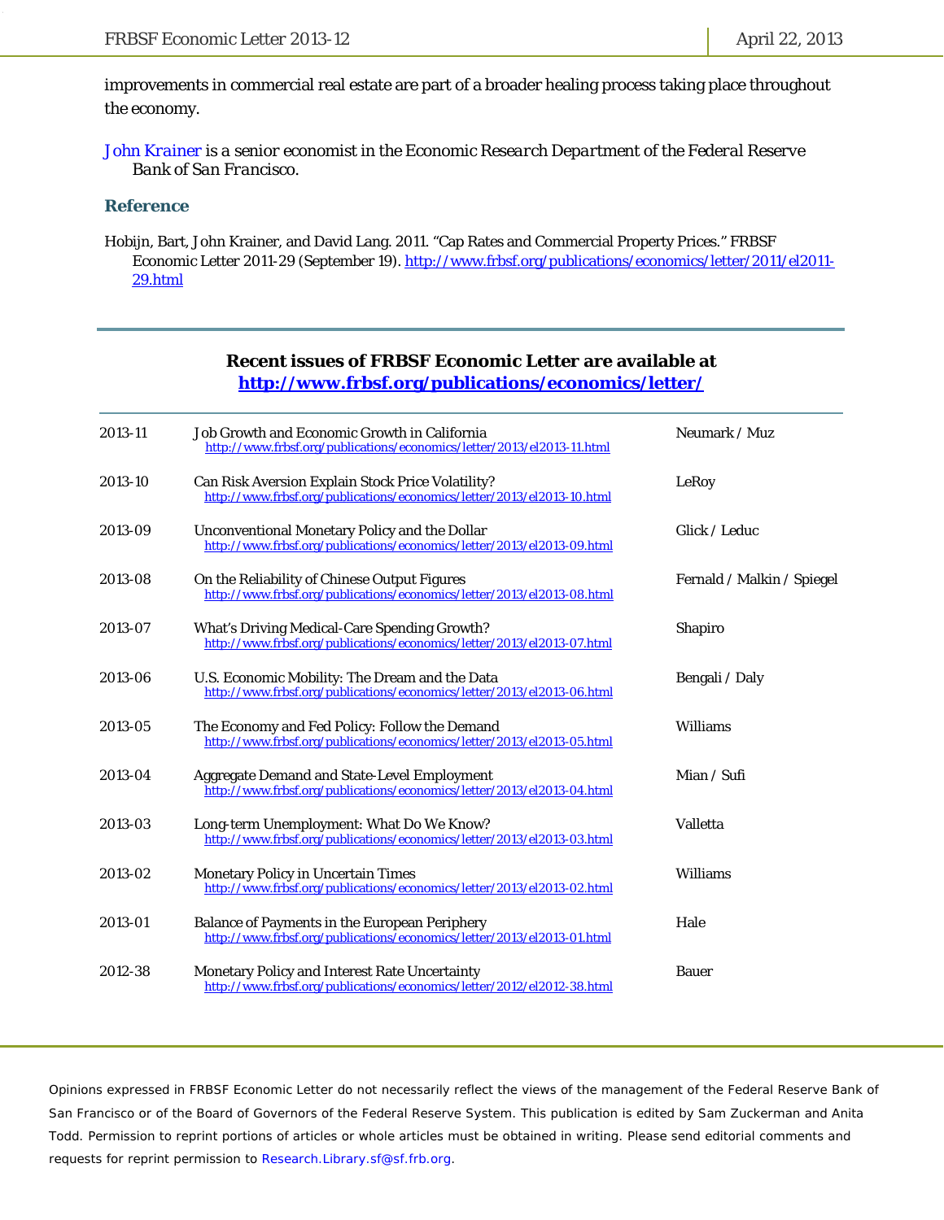improvements in commercial real estate are part of a broader healing process taking place throughout the economy.

*John Krainer is a senior economist in the Economic Research Department of the Federal Reserve Bank of San Francisco.*

### Reference

Hobijn, Bart, John Krainer, and David Lang. 2011. "Cap Rates and Commercial Property Prices." FRBSF Economic Letter 2011-29 (September 19). http://www.frbsf.org/publications/economics/letter/2011/el2011-29.html

---

**Recent issues of FRBSF Economic Letter are available at**
**http://www.frbsf.org/publications/economics/letter/**

| | | |
|---|---|---|
| 2013-11 | Job Growth and Economic Growth in California<br>http://www.frbsf.org/publications/economics/letter/2013/el2013-11.html | Neumark / Muz |
| 2013-10 | Can Risk Aversion Explain Stock Price Volatility?<br>http://www.frbsf.org/publications/economics/letter/2013/el2013-10.html | LeRoy |
| 2013-09 | Unconventional Monetary Policy and the Dollar<br>http://www.frbsf.org/publications/economics/letter/2013/el2013-09.html | Glick / Leduc |
| 2013-08 | On the Reliability of Chinese Output Figures<br>http://www.frbsf.org/publications/economics/letter/2013/el2013-08.html | Fernald / Malkin / Spiegel |
| 2013-07 | What's Driving Medical-Care Spending Growth?<br>http://www.frbsf.org/publications/economics/letter/2013/el2013-07.html | Shapiro |
| 2013-06 | U.S. Economic Mobility: The Dream and the Data<br>http://www.frbsf.org/publications/economics/letter/2013/el2013-06.html | Bengali / Daly |
| 2013-05 | The Economy and Fed Policy: Follow the Demand<br>http://www.frbsf.org/publications/economics/letter/2013/el2013-05.html | Williams |
| 2013-04 | Aggregate Demand and State-Level Employment<br>http://www.frbsf.org/publications/economics/letter/2013/el2013-04.html | Mian / Sufi |
| 2013-03 | Long-term Unemployment: What Do We Know?<br>http://www.frbsf.org/publications/economics/letter/2013/el2013-03.html | Valletta |
| 2013-02 | Monetary Policy in Uncertain Times<br>http://www.frbsf.org/publications/economics/letter/2013/el2013-02.html | Williams |
| 2013-01 | Balance of Payments in the European Periphery<br>http://www.frbsf.org/publications/economics/letter/2013/el2013-01.html | Hale |
| 2012-38 | Monetary Policy and Interest Rate Uncertainty<br>http://www.frbsf.org/publications/economics/letter/2012/el2012-38.html | Bauer |

---

Opinions expressed in FRBSF Economic Letter do not necessarily reflect the views of the management of the Federal Reserve Bank of San Francisco or of the Board of Governors of the Federal Reserve System. This publication is edited by Sam Zuckerman and Anita Todd. Permission to reprint portions of articles or whole articles must be obtained in writing. Please send editorial comments and requests for reprint permission to Research.Library.sf@sf.frb.org.